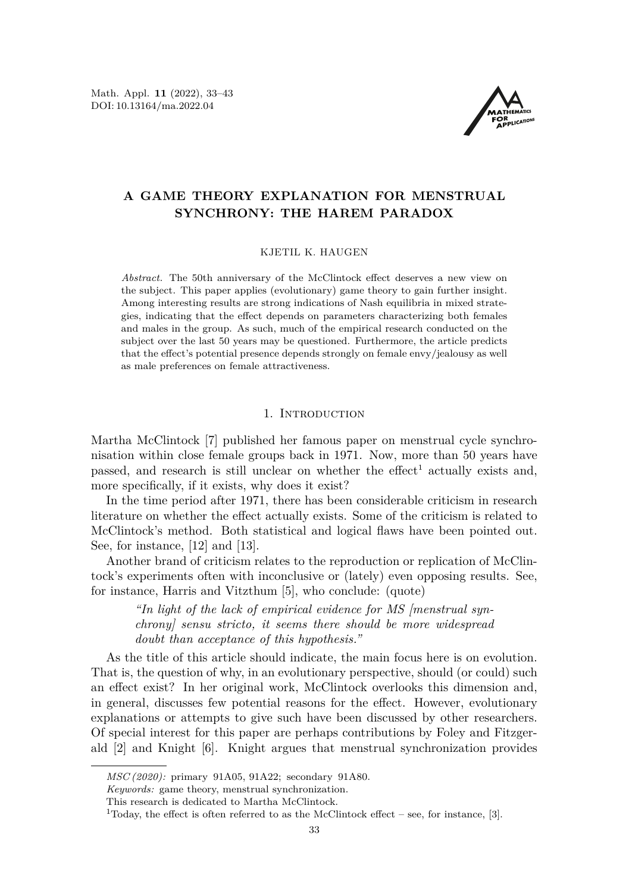# A GAME THEORY EXPLANATION FOR MENSTRUAL SYNCHRONY: THE HAREM PARADOX

KJETIL K. HAUGEN

*Abstract.* The 50th anniversary of the McClintock effect deserves a new view on the subject. This paper applies (evolutionary) game theory to gain further insight. Among interesting results are strong indications of Nash equilibria in mixed strategies, indicating that the effect depends on parameters characterizing both females and males in the group. As such, much of the empirical research conducted on the subject over the last 50 years may be questioned. Furthermore, the article predicts that the effect's potential presence depends strongly on female envy/jealousy as well as male preferences on female attractiveness.

## 1. Introduction

Martha McClintock [7] published her famous paper on menstrual cycle synchronisation within close female groups back in 1971. Now, more than 50 years have passed, and research is still unclear on whether the effect[1] actually exists and, more specifically, if it exists, why does it exist?

In the time period after 1971, there has been considerable criticism in research literature on whether the effect actually exists. Some of the criticism is related to McClintock's method. Both statistical and logical flaws have been pointed out. See, for instance, [12] and [13].

Another brand of criticism relates to the reproduction or replication of McClintock's experiments often with inconclusive or (lately) even opposing results. See, for instance, Harris and Vitzthum [5], who conclude: (quote)

> *"In light of the lack of empirical evidence for MS [menstrual synchrony] sensu stricto, it seems there should be more widespread doubt than acceptance of this hypothesis."*

As the title of this article should indicate, the main focus here is on evolution. That is, the question of why, in an evolutionary perspective, should (or could) such an effect exist? In her original work, McClintock overlooks this dimension and, in general, discusses few potential reasons for the effect. However, evolutionary explanations or attempts to give such have been discussed by other researchers. Of special interest for this paper are perhaps contributions by Foley and Fitzgerald [2] and Knight [6]. Knight argues that menstrual synchronization provides

---

*MSC (2020):* primary 91A05, 91A22; secondary 91A80.

*Keywords:* game theory, menstrual synchronization.

This research is dedicated to Martha McClintock.

[1]Today, the effect is often referred to as the McClintock effect – see, for instance, [3].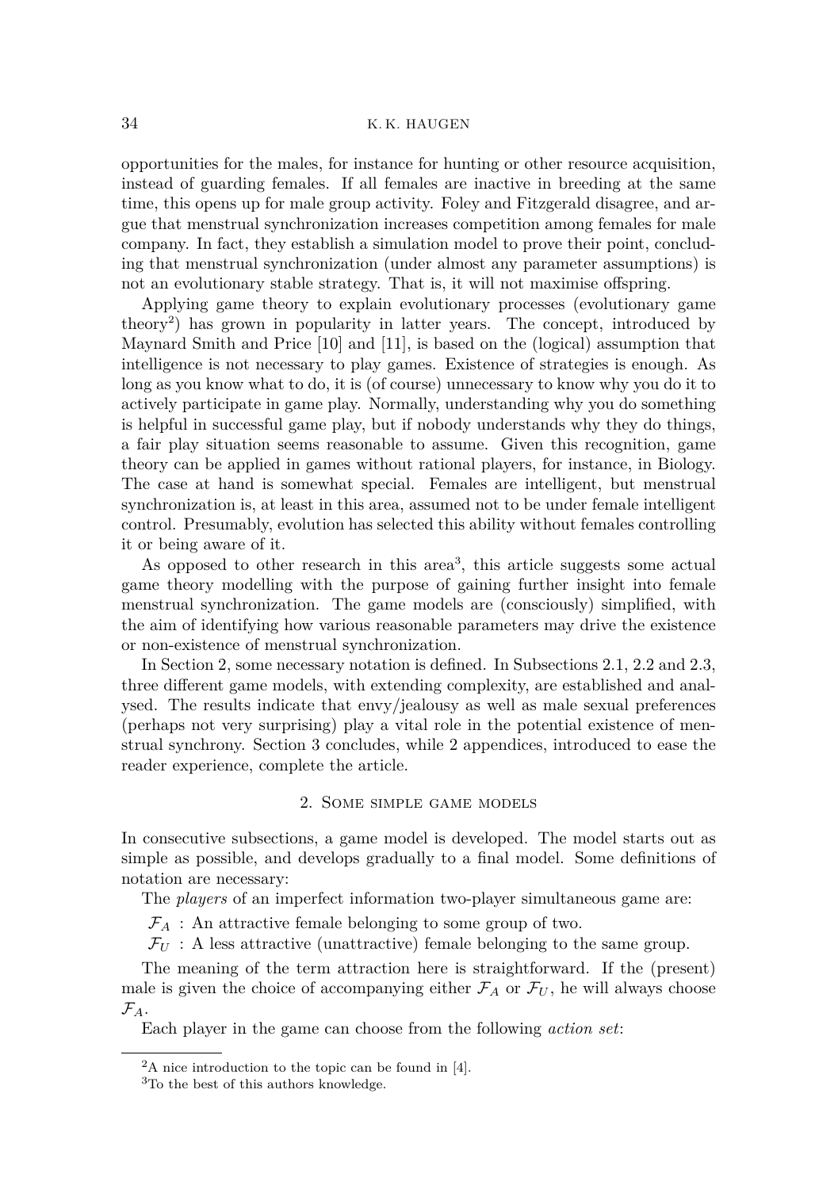opportunities for the males, for instance for hunting or other resource acquisition, instead of guarding females. If all females are inactive in breeding at the same time, this opens up for male group activity. Foley and Fitzgerald disagree, and argue that menstrual synchronization increases competition among females for male company. In fact, they establish a simulation model to prove their point, concluding that menstrual synchronization (under almost any parameter assumptions) is not an evolutionary stable strategy. That is, it will not maximise offspring.

Applying game theory to explain evolutionary processes (evolutionary game theory[2]) has grown in popularity in latter years. The concept, introduced by Maynard Smith and Price [10] and [11], is based on the (logical) assumption that intelligence is not necessary to play games. Existence of strategies is enough. As long as you know what to do, it is (of course) unnecessary to know why you do it to actively participate in game play. Normally, understanding why you do something is helpful in successful game play, but if nobody understands why they do things, a fair play situation seems reasonable to assume. Given this recognition, game theory can be applied in games without rational players, for instance, in Biology. The case at hand is somewhat special. Females are intelligent, but menstrual synchronization is, at least in this area, assumed not to be under female intelligent control. Presumably, evolution has selected this ability without females controlling it or being aware of it.

As opposed to other research in this area[3], this article suggests some actual game theory modelling with the purpose of gaining further insight into female menstrual synchronization. The game models are (consciously) simplified, with the aim of identifying how various reasonable parameters may drive the existence or non-existence of menstrual synchronization.

In Section 2, some necessary notation is defined. In Subsections 2.1, 2.2 and 2.3, three different game models, with extending complexity, are established and analysed. The results indicate that envy/jealousy as well as male sexual preferences (perhaps not very surprising) play a vital role in the potential existence of menstrual synchrony. Section 3 concludes, while 2 appendices, introduced to ease the reader experience, complete the article.

## 2. Some simple game models

In consecutive subsections, a game model is developed. The model starts out as simple as possible, and develops gradually to a final model. Some definitions of notation are necessary:

The *players* of an imperfect information two-player simultaneous game are:

$\mathcal{F}_A$ : An attractive female belonging to some group of two.

$\mathcal{F}_U$ : A less attractive (unattractive) female belonging to the same group.

The meaning of the term attraction here is straightforward. If the (present) male is given the choice of accompanying either $\mathcal{F}_A$ or $\mathcal{F}_U$, he will always choose $\mathcal{F}_A$.

Each player in the game can choose from the following *action set*:

[2] A nice introduction to the topic can be found in [4].

[3] To the best of this authors knowledge.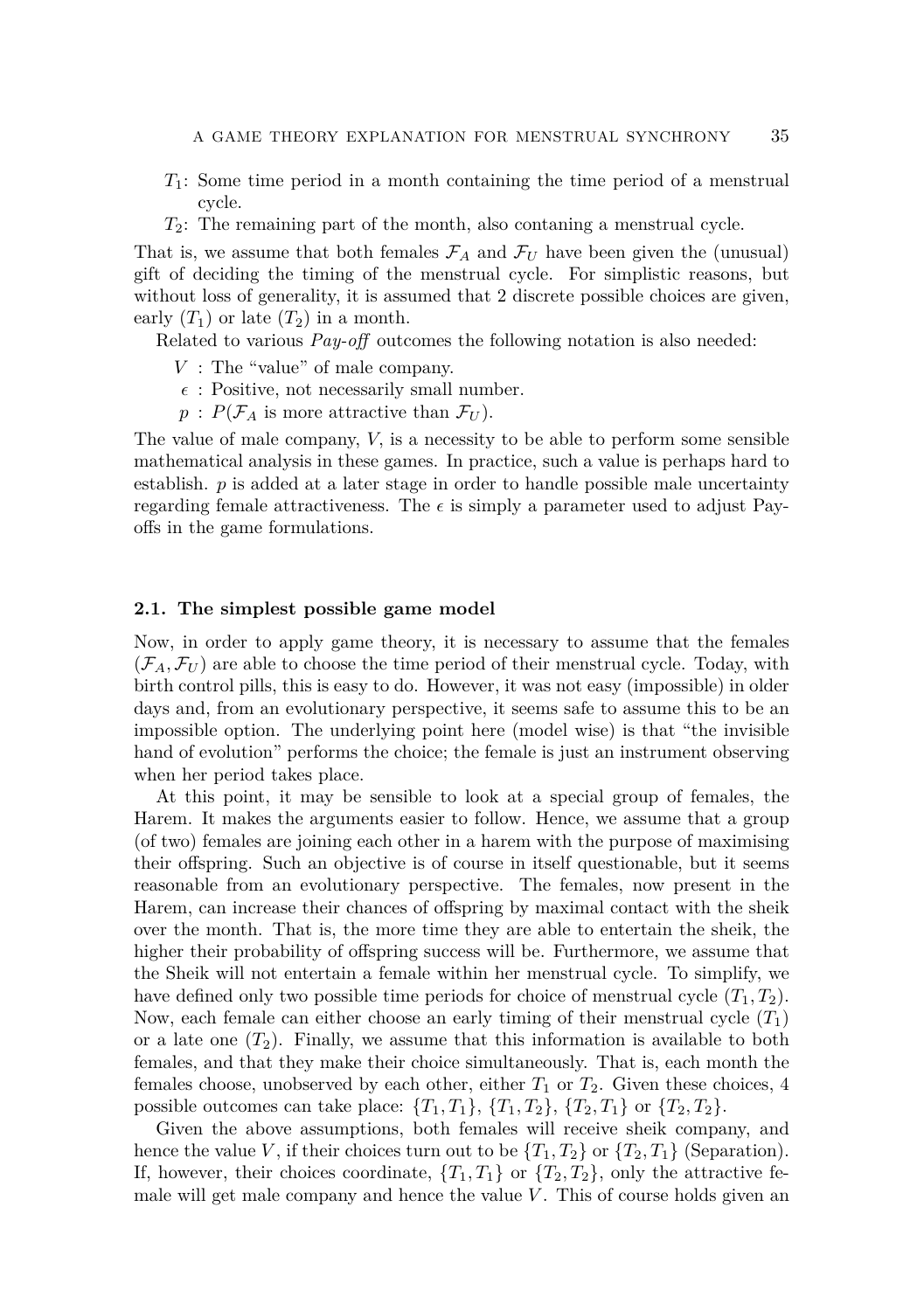- $T_1$: Some time period in a month containing the time period of a menstrual cycle.
- $T_2$: The remaining part of the month, also contaning a menstrual cycle.

That is, we assume that both females $\mathcal{F}_A$ and $\mathcal{F}_U$ have been given the (unusual) gift of deciding the timing of the menstrual cycle. For simplistic reasons, but without loss of generality, it is assumed that 2 discrete possible choices are given, early ($T_1$) or late ($T_2$) in a month.

Related to various *Pay-off* outcomes the following notation is also needed:

- $V$ : The "value" of male company.
- $\epsilon$ : Positive, not necessarily small number.
- $p$ : $P(\mathcal{F}_A$ is more attractive than $\mathcal{F}_U)$.

The value of male company, $V$, is a necessity to be able to perform some sensible mathematical analysis in these games. In practice, such a value is perhaps hard to establish. $p$ is added at a later stage in order to handle possible male uncertainty regarding female attractiveness. The $\epsilon$ is simply a parameter used to adjust Pay-offs in the game formulations.

### 2.1. The simplest possible game model

Now, in order to apply game theory, it is necessary to assume that the females $(\mathcal{F}_A, \mathcal{F}_U)$ are able to choose the time period of their menstrual cycle. Today, with birth control pills, this is easy to do. However, it was not easy (impossible) in older days and, from an evolutionary perspective, it seems safe to assume this to be an impossible option. The underlying point here (model wise) is that "the invisible hand of evolution" performs the choice; the female is just an instrument observing when her period takes place.

At this point, it may be sensible to look at a special group of females, the Harem. It makes the arguments easier to follow. Hence, we assume that a group (of two) females are joining each other in a harem with the purpose of maximising their offspring. Such an objective is of course in itself questionable, but it seems reasonable from an evolutionary perspective. The females, now present in the Harem, can increase their chances of offspring by maximal contact with the sheik over the month. That is, the more time they are able to entertain the sheik, the higher their probability of offspring success will be. Furthermore, we assume that the Sheik will not entertain a female within her menstrual cycle. To simplify, we have defined only two possible time periods for choice of menstrual cycle $(T_1, T_2)$. Now, each female can either choose an early timing of their menstrual cycle ($T_1$) or a late one ($T_2$). Finally, we assume that this information is available to both females, and that they make their choice simultaneously. That is, each month the females choose, unobserved by each other, either $T_1$ or $T_2$. Given these choices, 4 possible outcomes can take place: $\{T_1, T_1\}$, $\{T_1, T_2\}$, $\{T_2, T_1\}$ or $\{T_2, T_2\}$.

Given the above assumptions, both females will receive sheik company, and hence the value $V$, if their choices turn out to be $\{T_1, T_2\}$ or $\{T_2, T_1\}$ (Separation). If, however, their choices coordinate, $\{T_1, T_1\}$ or $\{T_2, T_2\}$, only the attractive female will get male company and hence the value $V$. This of course holds given an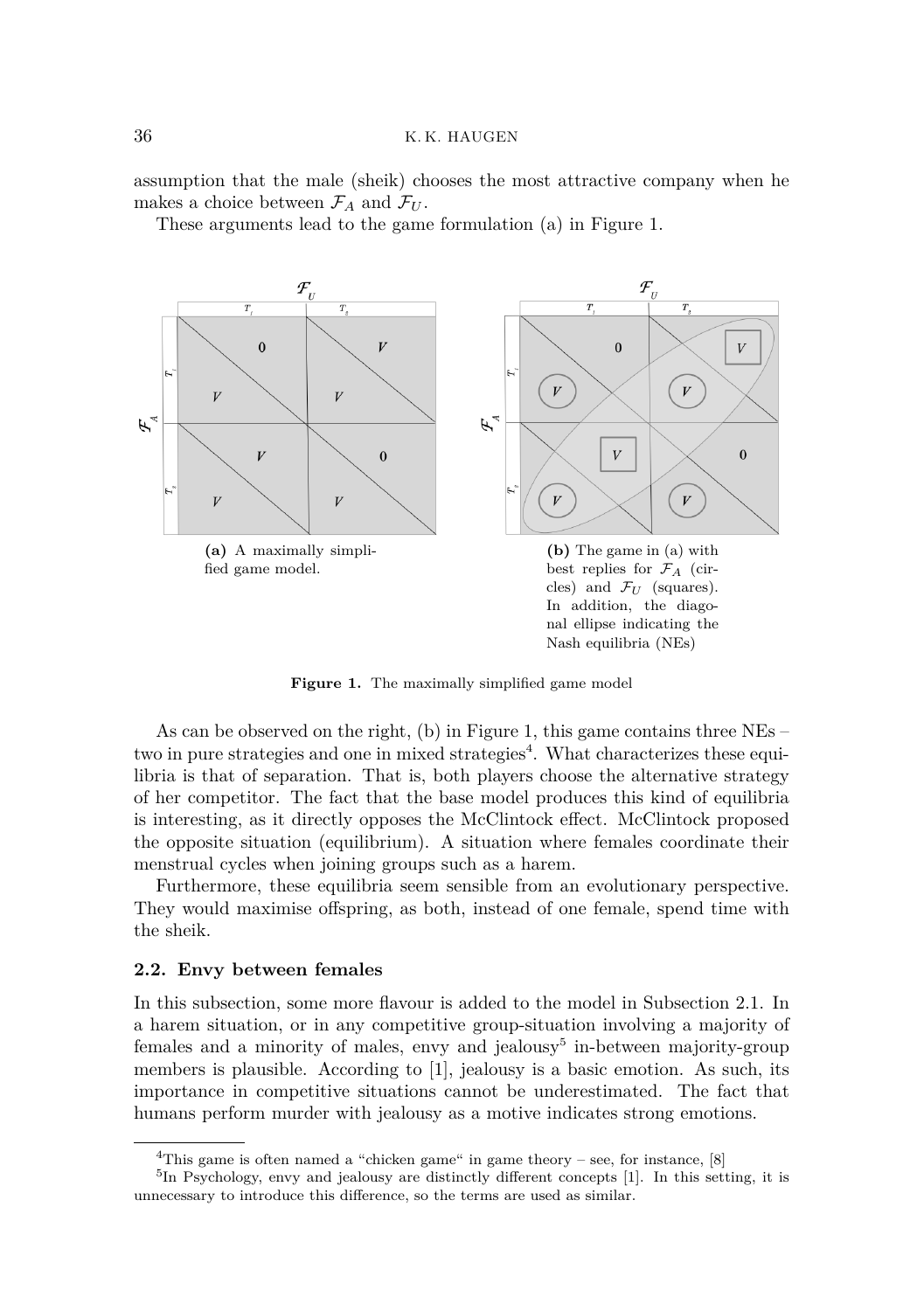assumption that the male (sheik) chooses the most attractive company when he makes a choice between $\mathcal{F}_A$ and $\mathcal{F}_U$.

These arguments lead to the game formulation (a) in Figure 1.

**(a)** A maximally simplified game model.

**(b)** The game in (a) with best replies for $\mathcal{F}_A$ (circles) and $\mathcal{F}_U$ (squares). In addition, the diagonal ellipse indicating the Nash equilibria (NEs)

**Figure 1.** The maximally simplified game model

As can be observed on the right, (b) in Figure 1, this game contains three NEs – two in pure strategies and one in mixed strategies[4]. What characterizes these equilibria is that of separation. That is, both players choose the alternative strategy of her competitor. The fact that the base model produces this kind of equilibria is interesting, as it directly opposes the McClintock effect. McClintock proposed the opposite situation (equilibrium). A situation where females coordinate their menstrual cycles when joining groups such as a harem.

Furthermore, these equilibria seem sensible from an evolutionary perspective. They would maximise offspring, as both, instead of one female, spend time with the sheik.

### 2.2. Envy between females

In this subsection, some more flavour is added to the model in Subsection 2.1. In a harem situation, or in any competitive group-situation involving a majority of females and a minority of males, envy and jealousy[5] in-between majority-group members is plausible. According to [1], jealousy is a basic emotion. As such, its importance in competitive situations cannot be underestimated. The fact that humans perform murder with jealousy as a motive indicates strong emotions.

[4] This game is often named a "chicken game" in game theory – see, for instance, [8]

[5] In Psychology, envy and jealousy are distinctly different concepts [1]. In this setting, it is unnecessary to introduce this difference, so the terms are used as similar.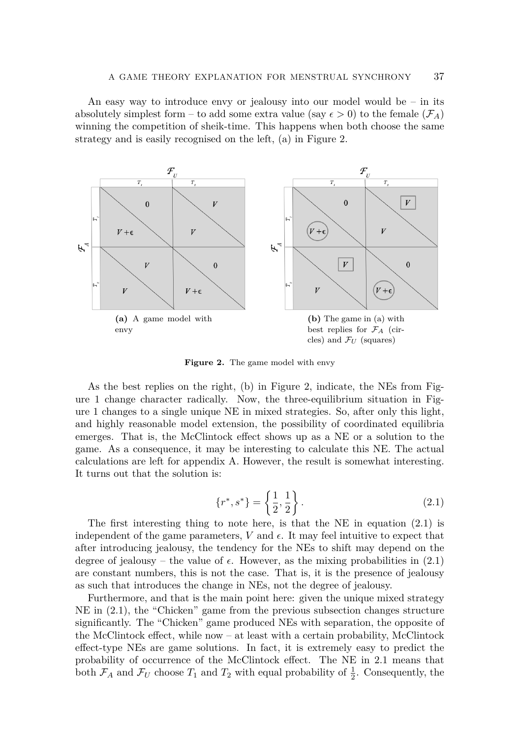An easy way to introduce envy or jealousy into our model would be – in its absolutely simplest form – to add some extra value (say $\epsilon > 0$) to the female ($\mathcal{F}_A$) winning the competition of sheik-time. This happens when both choose the same strategy and is easily recognised on the left, (a) in Figure 2.

**(a)** A game model with envy

**(b)** The game in (a) with best replies for $\mathcal{F}_A$ (circles) and $\mathcal{F}_U$ (squares)

**Figure 2.** The game model with envy

As the best replies on the right, (b) in Figure 2, indicate, the NEs from Figure 1 change character radically. Now, the three-equilibrium situation in Figure 1 changes to a single unique NE in mixed strategies. So, after only this light, and highly reasonable model extension, the possibility of coordinated equilibria emerges. That is, the McClintock effect shows up as a NE or a solution to the game. As a consequence, it may be interesting to calculate this NE. The actual calculations are left for appendix A. However, the result is somewhat interesting. It turns out that the solution is:

$$\{r^*, s^*\} = \left\{\frac{1}{2}, \frac{1}{2}\right\}. \tag{2.1}$$

The first interesting thing to note here, is that the NE in equation (2.1) is independent of the game parameters, $V$ and $\epsilon$. It may feel intuitive to expect that after introducing jealousy, the tendency for the NEs to shift may depend on the degree of jealousy – the value of $\epsilon$. However, as the mixing probabilities in (2.1) are constant numbers, this is not the case. That is, it is the presence of jealousy as such that introduces the change in NEs, not the degree of jealousy.

Furthermore, and that is the main point here: given the unique mixed strategy NE in (2.1), the "Chicken" game from the previous subsection changes structure significantly. The "Chicken" game produced NEs with separation, the opposite of the McClintock effect, while now – at least with a certain probability, McClintock effect-type NEs are game solutions. In fact, it is extremely easy to predict the probability of occurrence of the McClintock effect. The NE in 2.1 means that both $\mathcal{F}_A$ and $\mathcal{F}_U$ choose $T_1$ and $T_2$ with equal probability of $\frac{1}{2}$. Consequently, the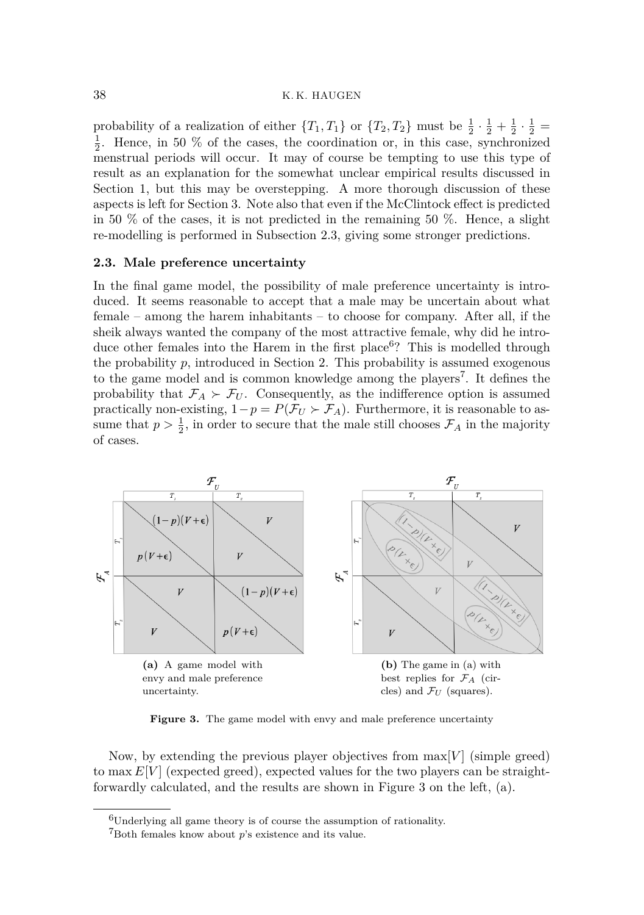probability of a realization of either $\{T_1, T_1\}$ or $\{T_2, T_2\}$ must be $\frac{1}{2} \cdot \frac{1}{2} + \frac{1}{2} \cdot \frac{1}{2} = \frac{1}{2}$. Hence, in 50 % of the cases, the coordination or, in this case, synchronized menstrual periods will occur. It may of course be tempting to use this type of result as an explanation for the somewhat unclear empirical results discussed in Section 1, but this may be overstepping. A more thorough discussion of these aspects is left for Section 3. Note also that even if the McClintock effect is predicted in 50 % of the cases, it is not predicted in the remaining 50 %. Hence, a slight re-modelling is performed in Subsection 2.3, giving some stronger predictions.

### 2.3. Male preference uncertainty

In the final game model, the possibility of male preference uncertainty is introduced. It seems reasonable to accept that a male may be uncertain about what female – among the harem inhabitants – to choose for company. After all, if the sheik always wanted the company of the most attractive female, why did he introduce other females into the Harem in the first place[6]? This is modelled through the probability $p$, introduced in Section 2. This probability is assumed exogenous to the game model and is common knowledge among the players[7]. It defines the probability that $\mathcal{F}_A \succ \mathcal{F}_U$. Consequently, as the indifference option is assumed practically non-existing, $1-p = P(\mathcal{F}_U \succ \mathcal{F}_A)$. Furthermore, it is reasonable to assume that $p > \frac{1}{2}$, in order to secure that the male still chooses $\mathcal{F}_A$ in the majority of cases.

**(a)** A game model with envy and male preference uncertainty.

**(b)** The game in (a) with best replies for $\mathcal{F}_A$ (circles) and $\mathcal{F}_U$ (squares).

**Figure 3.** The game model with envy and male preference uncertainty

Now, by extending the previous player objectives from $\max[V]$ (simple greed) to $\max E[V]$ (expected greed), expected values for the two players can be straightforwardly calculated, and the results are shown in Figure 3 on the left, (a).

[6] Underlying all game theory is of course the assumption of rationality.

[7] Both females know about $p$'s existence and its value.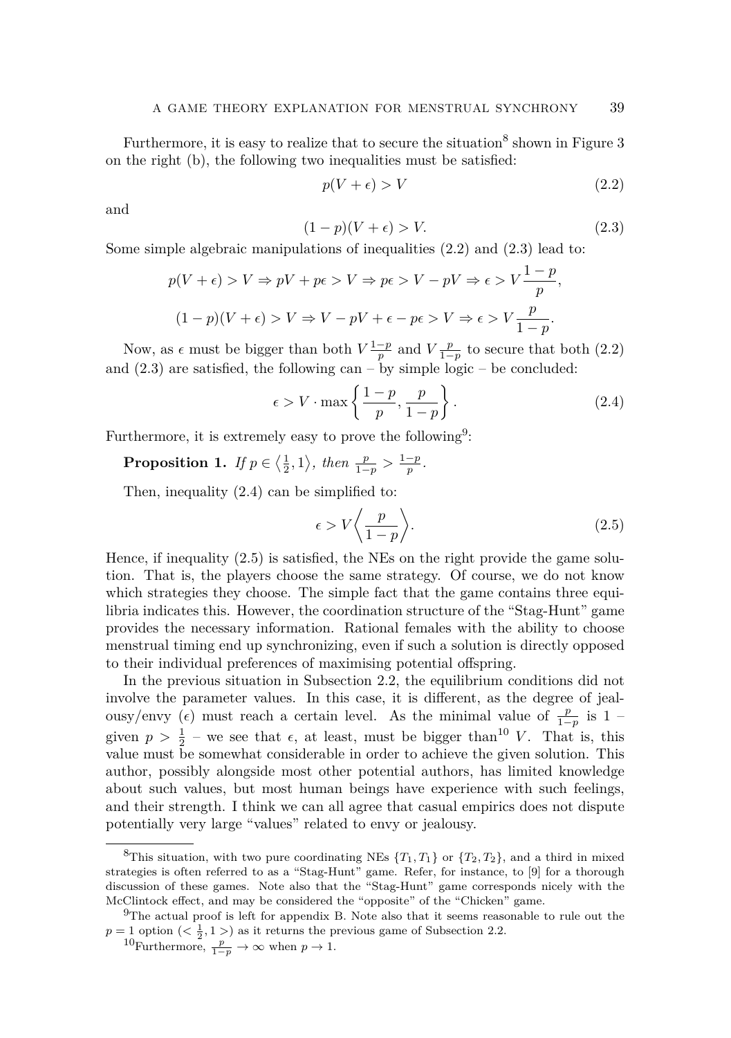Furthermore, it is easy to realize that to secure the situation[8] shown in Figure 3 on the right (b), the following two inequalities must be satisfied:

$$p(V + \epsilon) > V \tag{2.2}$$

and

$$(1 - p)(V + \epsilon) > V. \tag{2.3}$$

Some simple algebraic manipulations of inequalities (2.2) and (2.3) lead to:

$$p(V + \epsilon) > V \Rightarrow pV + p\epsilon > V \Rightarrow p\epsilon > V - pV \Rightarrow \epsilon > V\frac{1-p}{p},$$

$$(1 - p)(V + \epsilon) > V \Rightarrow V - pV + \epsilon - p\epsilon > V \Rightarrow \epsilon > V\frac{p}{1-p}.$$

Now, as $\epsilon$ must be bigger than both $V\frac{1-p}{p}$ and $V\frac{p}{1-p}$ to secure that both (2.2) and (2.3) are satisfied, the following can – by simple logic – be concluded:

$$\epsilon > V \cdot \max\left\{\frac{1-p}{p}, \frac{p}{1-p}\right\}. \tag{2.4}$$

Furthermore, it is extremely easy to prove the following[9]:

**Proposition 1.** *If* $p \in \left\langle \frac{1}{2}, 1\right\rangle$, *then* $\frac{p}{1-p} > \frac{1-p}{p}$.

Then, inequality (2.4) can be simplified to:

$$\epsilon > V\left\langle\frac{p}{1-p}\right\rangle. \tag{2.5}$$

Hence, if inequality (2.5) is satisfied, the NEs on the right provide the game solution. That is, the players choose the same strategy. Of course, we do not know which strategies they choose. The simple fact that the game contains three equilibria indicates this. However, the coordination structure of the "Stag-Hunt" game provides the necessary information. Rational females with the ability to choose menstrual timing end up synchronizing, even if such a solution is directly opposed to their individual preferences of maximising potential offspring.

In the previous situation in Subsection 2.2, the equilibrium conditions did not involve the parameter values. In this case, it is different, as the degree of jealousy/envy ($\epsilon$) must reach a certain level. As the minimal value of $\frac{p}{1-p}$ is 1 – given $p > \frac{1}{2}$ – we see that $\epsilon$, at least, must be bigger than[10] $V$. That is, this value must be somewhat considerable in order to achieve the given solution. This author, possibly alongside most other potential authors, has limited knowledge about such values, but most human beings have experience with such feelings, and their strength. I think we can all agree that casual empirics does not dispute potentially very large "values" related to envy or jealousy.

[8] This situation, with two pure coordinating NEs $\{T_1, T_1\}$ or $\{T_2, T_2\}$, and a third in mixed strategies is often referred to as a "Stag-Hunt" game. Refer, for instance, to [9] for a thorough discussion of these games. Note also that the "Stag-Hunt" game corresponds nicely with the McClintock effect, and may be considered the "opposite" of the "Chicken" game.

[9] The actual proof is left for appendix B. Note also that it seems reasonable to rule out the $p = 1$ option ($< \frac{1}{2}, 1 >$) as it returns the previous game of Subsection 2.2.

[10] Furthermore, $\frac{p}{1-p} \to \infty$ when $p \to 1$.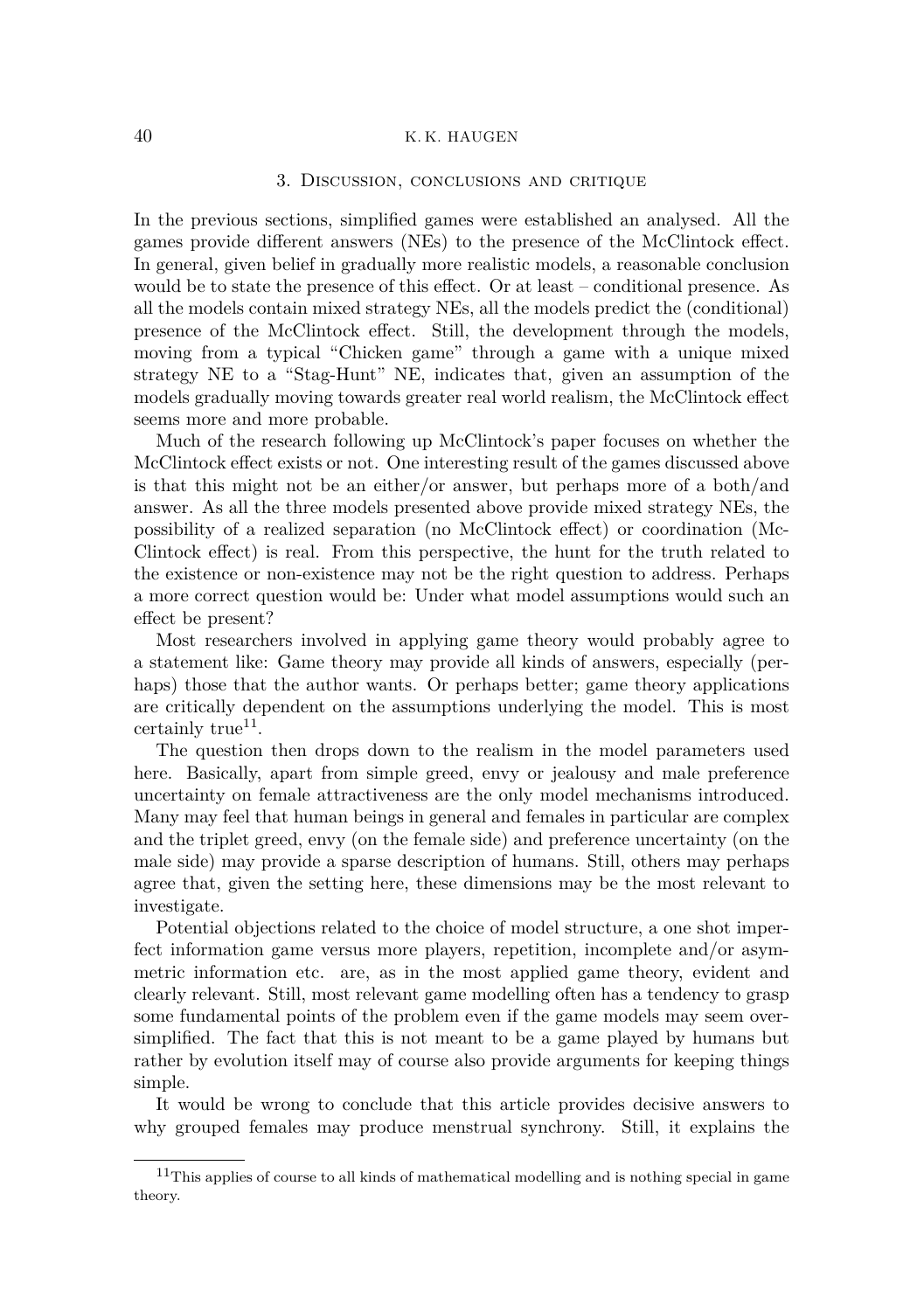## 3. Discussion, conclusions and critique

In the previous sections, simplified games were established an analysed. All the games provide different answers (NEs) to the presence of the McClintock effect. In general, given belief in gradually more realistic models, a reasonable conclusion would be to state the presence of this effect. Or at least – conditional presence. As all the models contain mixed strategy NEs, all the models predict the (conditional) presence of the McClintock effect. Still, the development through the models, moving from a typical "Chicken game" through a game with a unique mixed strategy NE to a "Stag-Hunt" NE, indicates that, given an assumption of the models gradually moving towards greater real world realism, the McClintock effect seems more and more probable.

Much of the research following up McClintock's paper focuses on whether the McClintock effect exists or not. One interesting result of the games discussed above is that this might not be an either/or answer, but perhaps more of a both/and answer. As all the three models presented above provide mixed strategy NEs, the possibility of a realized separation (no McClintock effect) or coordination (McClintock effect) is real. From this perspective, the hunt for the truth related to the existence or non-existence may not be the right question to address. Perhaps a more correct question would be: Under what model assumptions would such an effect be present?

Most researchers involved in applying game theory would probably agree to a statement like: Game theory may provide all kinds of answers, especially (perhaps) those that the author wants. Or perhaps better; game theory applications are critically dependent on the assumptions underlying the model. This is most certainly true[11].

The question then drops down to the realism in the model parameters used here. Basically, apart from simple greed, envy or jealousy and male preference uncertainty on female attractiveness are the only model mechanisms introduced. Many may feel that human beings in general and females in particular are complex and the triplet greed, envy (on the female side) and preference uncertainty (on the male side) may provide a sparse description of humans. Still, others may perhaps agree that, given the setting here, these dimensions may be the most relevant to investigate.

Potential objections related to the choice of model structure, a one shot imperfect information game versus more players, repetition, incomplete and/or asymmetric information etc. are, as in the most applied game theory, evident and clearly relevant. Still, most relevant game modelling often has a tendency to grasp some fundamental points of the problem even if the game models may seem oversimplified. The fact that this is not meant to be a game played by humans but rather by evolution itself may of course also provide arguments for keeping things simple.

It would be wrong to conclude that this article provides decisive answers to why grouped females may produce menstrual synchrony. Still, it explains the

[11] This applies of course to all kinds of mathematical modelling and is nothing special in game theory.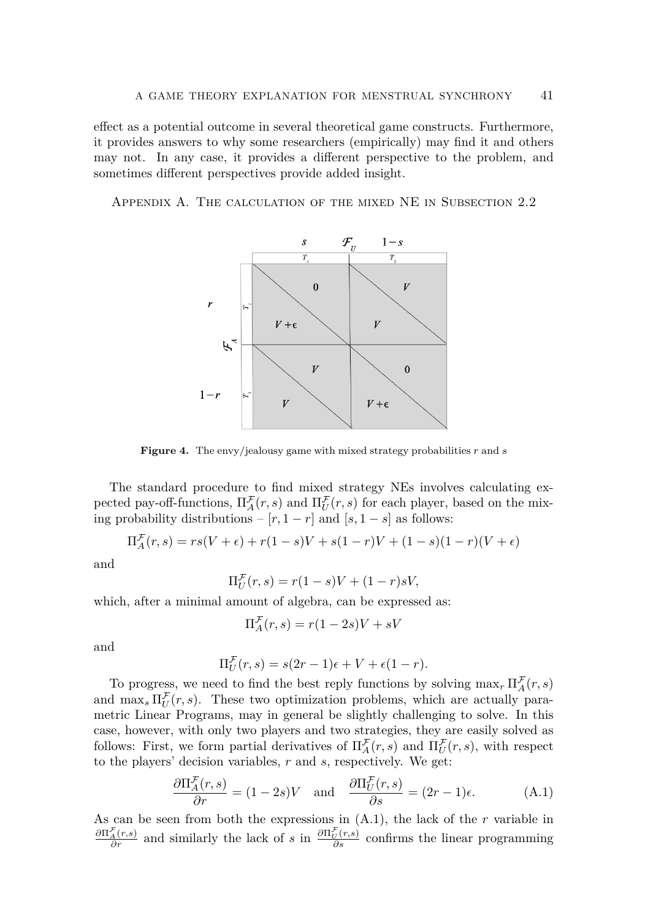effect as a potential outcome in several theoretical game constructs. Furthermore, it provides answers to why some researchers (empirically) may find it and others may not. In any case, it provides a different perspective to the problem, and sometimes different perspectives provide added insight.

## Appendix A. The calculation of the mixed NE in Subsection 2.2

**Figure 4.** The envy/jealousy game with mixed strategy probabilities $r$ and $s$

The standard procedure to find mixed strategy NEs involves calculating expected pay-off-functions, $\Pi_A^{\mathcal{F}}(r,s)$ and $\Pi_U^{\mathcal{F}}(r,s)$ for each player, based on the mixing probability distributions – $[r, 1-r]$ and $[s, 1-s]$ as follows:

$$\Pi_A^{\mathcal{F}}(r,s) = rs(V+\epsilon) + r(1-s)V + s(1-r)V + (1-s)(1-r)(V+\epsilon)$$

and

$$\Pi_U^{\mathcal{F}}(r,s) = r(1-s)V + (1-r)sV,$$

which, after a minimal amount of algebra, can be expressed as:

$$\Pi_A^{\mathcal{F}}(r,s) = r(1-2s)V + sV$$

and

$$\Pi_U^{\mathcal{F}}(r,s) = s(2r-1)\epsilon + V + \epsilon(1-r).$$

To progress, we need to find the best reply functions by solving $\max_r \Pi_A^{\mathcal{F}}(r,s)$ and $\max_s \Pi_U^{\mathcal{F}}(r,s)$. These two optimization problems, which are actually parametric Linear Programs, may in general be slightly challenging to solve. In this case, however, with only two players and two strategies, they are easily solved as follows: First, we form partial derivatives of $\Pi_A^{\mathcal{F}}(r,s)$ and $\Pi_U^{\mathcal{F}}(r,s)$, with respect to the players' decision variables, $r$ and $s$, respectively. We get:

$$\frac{\partial \Pi_A^{\mathcal{F}}(r,s)}{\partial r} = (1-2s)V \quad \text{and} \quad \frac{\partial \Pi_U^{\mathcal{F}}(r,s)}{\partial s} = (2r-1)\epsilon. \tag{A.1}$$

As can be seen from both the expressions in (A.1), the lack of the $r$ variable in $\frac{\partial \Pi_A^{\mathcal{F}}(r,s)}{\partial r}$ and similarly the lack of $s$ in $\frac{\partial \Pi_U^{\mathcal{F}}(r,s)}{\partial s}$ confirms the linear programming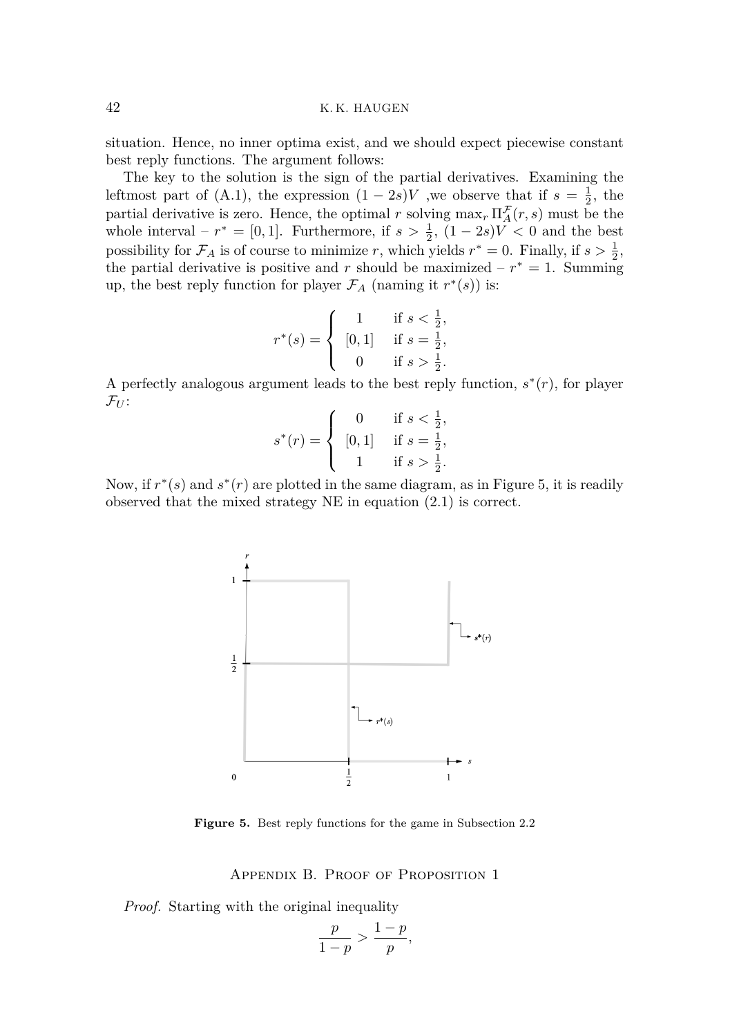situation. Hence, no inner optima exist, and we should expect piecewise constant best reply functions. The argument follows:

The key to the solution is the sign of the partial derivatives. Examining the leftmost part of (A.1), the expression $(1-2s)V$ ,we observe that if $s = \frac{1}{2}$, the partial derivative is zero. Hence, the optimal $r$ solving $\max_r \Pi_A^{\mathcal{F}}(r,s)$ must be the whole interval – $r^* = [0,1]$. Furthermore, if $s > \frac{1}{2}$, $(1-2s)V < 0$ and the best possibility for $\mathcal{F}_A$ is of course to minimize $r$, which yields $r^* = 0$. Finally, if $s > \frac{1}{2}$, the partial derivative is positive and $r$ should be maximized – $r^* = 1$. Summing up, the best reply function for player $\mathcal{F}_A$ (naming it $r^*(s)$) is:

$$
r^*(s) = \begin{cases} 1 & \text{if } s < \frac{1}{2}, \\ [0,1] & \text{if } s = \frac{1}{2}, \\ 0 & \text{if } s > \frac{1}{2}. \end{cases}
$$

A perfectly analogous argument leads to the best reply function, $s^*(r)$, for player $\mathcal{F}_U$:

$$
s^*(r) = \begin{cases} 0 & \text{if } s < \frac{1}{2}, \\ [0,1] & \text{if } s = \frac{1}{2}, \\ 1 & \text{if } s > \frac{1}{2}. \end{cases}
$$

Now, if $r^*(s)$ and $s^*(r)$ are plotted in the same diagram, as in Figure 5, it is readily observed that the mixed strategy NE in equation (2.1) is correct.

**Figure 5.** Best reply functions for the game in Subsection 2.2

## Appendix B. Proof of Proposition 1

*Proof.* Starting with the original inequality

$$
\frac{p}{1-p} > \frac{1-p}{p},
$$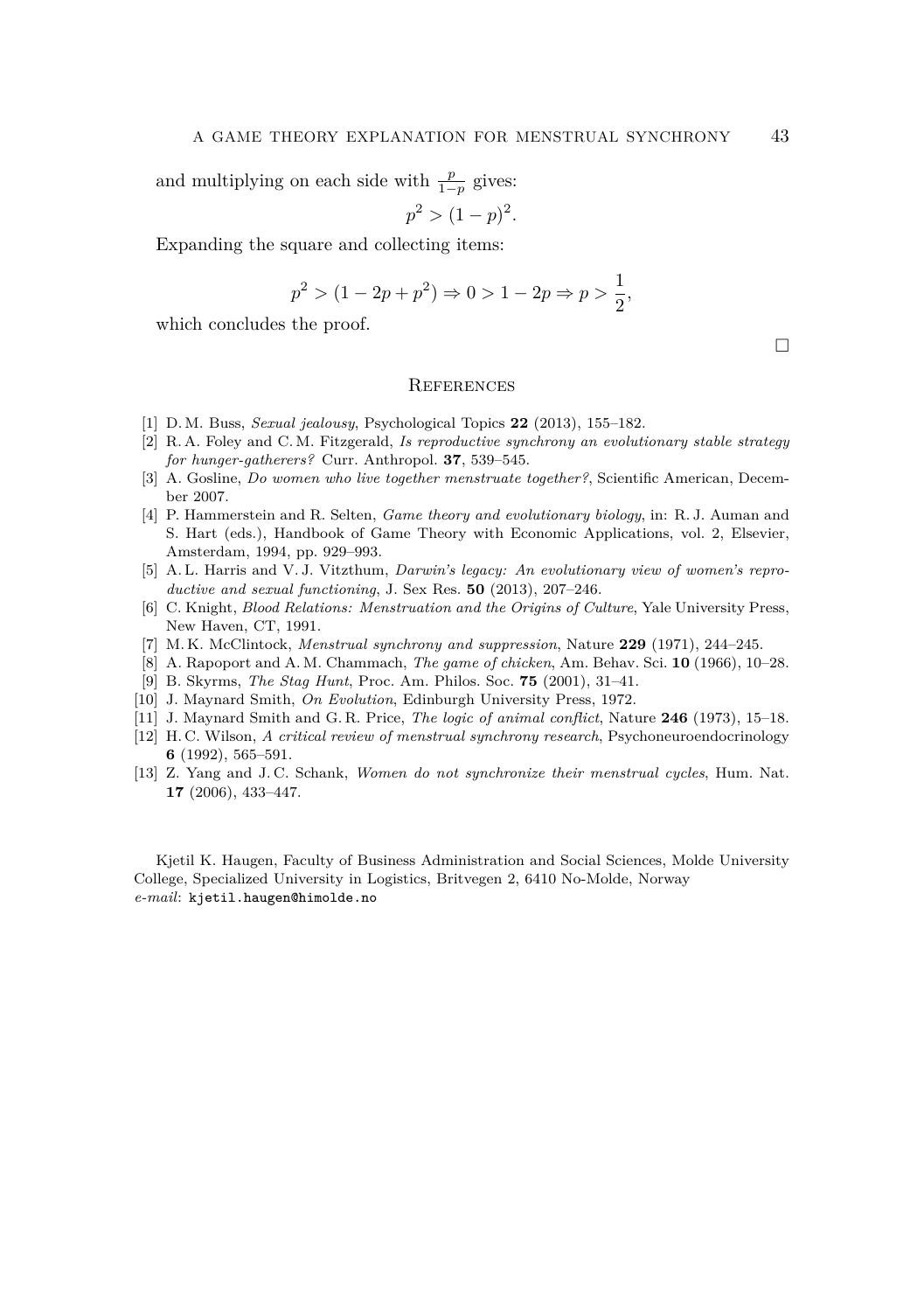and multiplying on each side with $\frac{p}{1-p}$ gives:

$$p^2 > (1-p)^2.$$

Expanding the square and collecting items:

$$p^2 > (1 - 2p + p^2) \Rightarrow 0 > 1 - 2p \Rightarrow p > \frac{1}{2},$$

which concludes the proof.

□

## References

[1] D. M. Buss, *Sexual jealousy*, Psychological Topics **22** (2013), 155–182.

[2] R. A. Foley and C. M. Fitzgerald, *Is reproductive synchrony an evolutionary stable strategy for hunger-gatherers?* Curr. Anthropol. **37**, 539–545.

[3] A. Gosline, *Do women who live together menstruate together?*, Scientific American, December 2007.

[4] P. Hammerstein and R. Selten, *Game theory and evolutionary biology*, in: R. J. Auman and S. Hart (eds.), Handbook of Game Theory with Economic Applications, vol. 2, Elsevier, Amsterdam, 1994, pp. 929–993.

[5] A. L. Harris and V. J. Vitzthum, *Darwin's legacy: An evolutionary view of women's reproductive and sexual functioning*, J. Sex Res. **50** (2013), 207–246.

[6] C. Knight, *Blood Relations: Menstruation and the Origins of Culture*, Yale University Press, New Haven, CT, 1991.

[7] M. K. McClintock, *Menstrual synchrony and suppression*, Nature **229** (1971), 244–245.

[8] A. Rapoport and A. M. Chammach, *The game of chicken*, Am. Behav. Sci. **10** (1966), 10–28.

[9] B. Skyrms, *The Stag Hunt*, Proc. Am. Philos. Soc. **75** (2001), 31–41.

[10] J. Maynard Smith, *On Evolution*, Edinburgh University Press, 1972.

[11] J. Maynard Smith and G. R. Price, *The logic of animal conflict*, Nature **246** (1973), 15–18.

[12] H. C. Wilson, *A critical review of menstrual synchrony research*, Psychoneuroendocrinology **6** (1992), 565–591.

[13] Z. Yang and J. C. Schank, *Women do not synchronize their menstrual cycles*, Hum. Nat. **17** (2006), 433–447.

Kjetil K. Haugen, Faculty of Business Administration and Social Sciences, Molde University College, Specialized University in Logistics, Britvegen 2, 6410 No-Molde, Norway
*e-mail*: kjetil.haugen@himolde.no